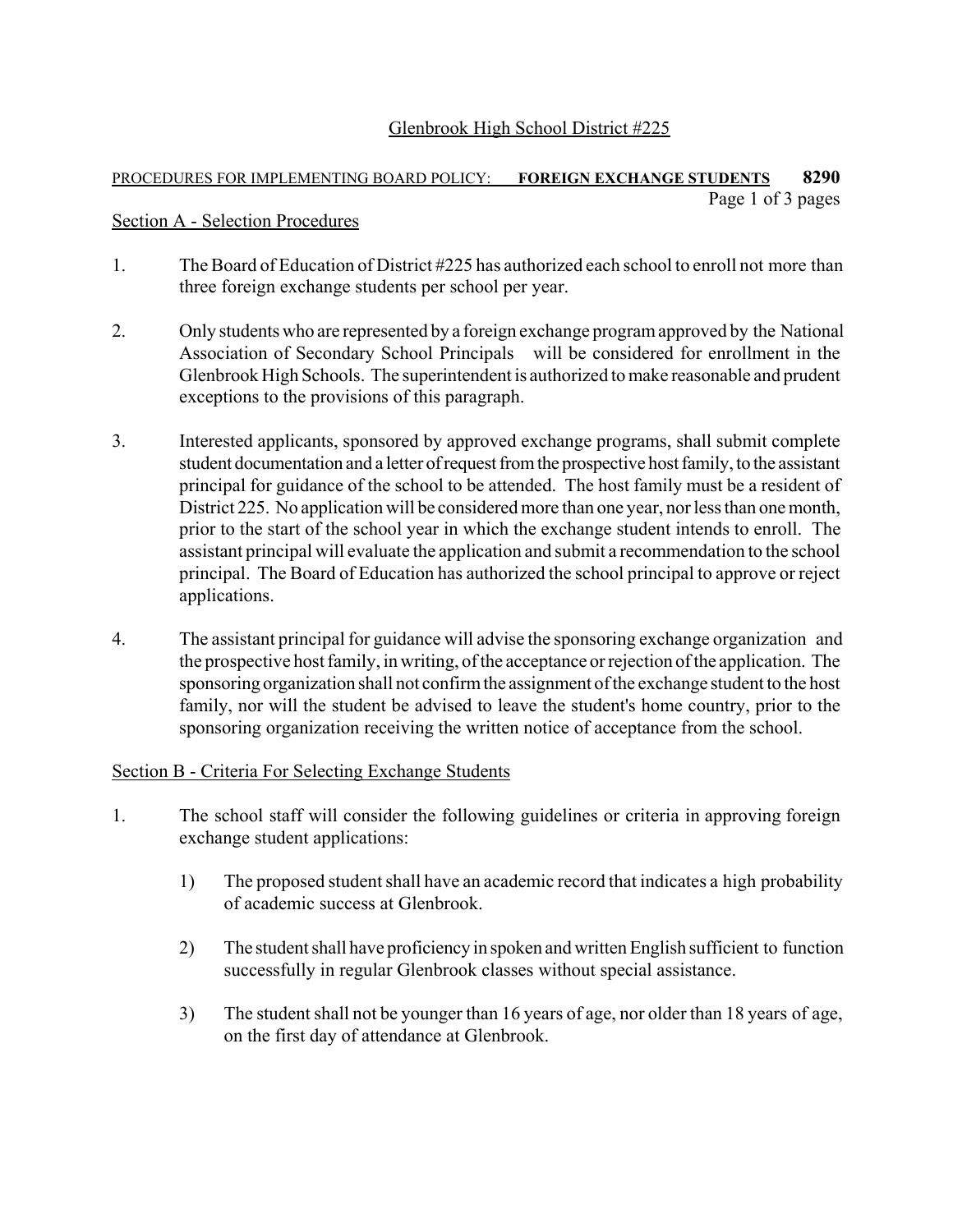# Glenbrook High School District #225

PROCEDURES FOR IMPLEMENTING BOARD POLICY: **FOREIGN EXCHANGE STUDENTS** **8290**

## Section A - Selection Procedures

1. The Board of Education of District #225 has authorized each school to enroll not more than three foreign exchange students per school per year.

2. Only students who are represented by a foreign exchange program approved by the National Association of Secondary School Principals will be considered for enrollment in the Glenbrook High Schools. The superintendent is authorized to make reasonable and prudent exceptions to the provisions of this paragraph.

3. Interested applicants, sponsored by approved exchange programs, shall submit complete student documentation and a letter of request from the prospective host family, to the assistant principal for guidance of the school to be attended. The host family must be a resident of District 225. No application will be considered more than one year, nor less than one month, prior to the start of the school year in which the exchange student intends to enroll. The assistant principal will evaluate the application and submit a recommendation to the school principal. The Board of Education has authorized the school principal to approve or reject applications.

4. The assistant principal for guidance will advise the sponsoring exchange organization and the prospective host family, in writing, of the acceptance or rejection of the application. The sponsoring organization shall not confirm the assignment of the exchange student to the host family, nor will the student be advised to leave the student's home country, prior to the sponsoring organization receiving the written notice of acceptance from the school.

## Section B - Criteria For Selecting Exchange Students

1. The school staff will consider the following guidelines or criteria in approving foreign exchange student applications:

   1) The proposed student shall have an academic record that indicates a high probability of academic success at Glenbrook.

   2) The student shall have proficiency in spoken and written English sufficient to function successfully in regular Glenbrook classes without special assistance.

   3) The student shall not be younger than 16 years of age, nor older than 18 years of age, on the first day of attendance at Glenbrook.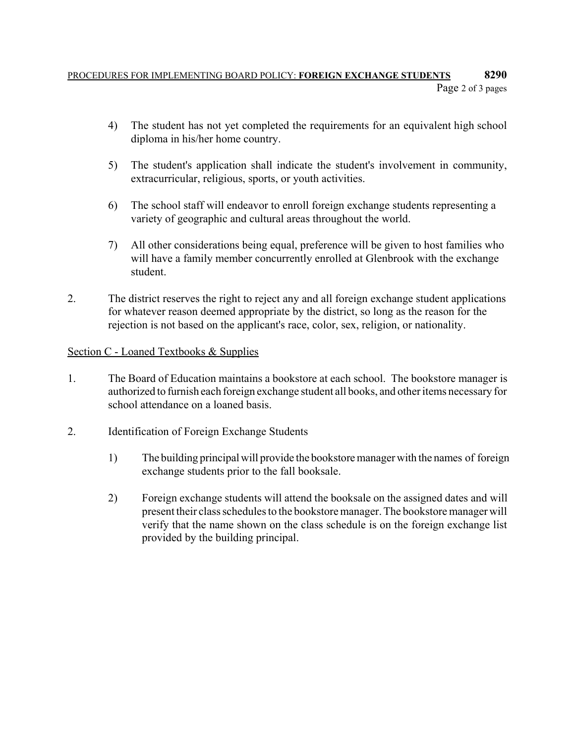4) The student has not yet completed the requirements for an equivalent high school diploma in his/her home country.

5) The student's application shall indicate the student's involvement in community, extracurricular, religious, sports, or youth activities.

6) The school staff will endeavor to enroll foreign exchange students representing a variety of geographic and cultural areas throughout the world.

7) All other considerations being equal, preference will be given to host families who will have a family member concurrently enrolled at Glenbrook with the exchange student.

2. The district reserves the right to reject any and all foreign exchange student applications for whatever reason deemed appropriate by the district, so long as the reason for the rejection is not based on the applicant's race, color, sex, religion, or nationality.

## Section C - Loaned Textbooks & Supplies

1. The Board of Education maintains a bookstore at each school. The bookstore manager is authorized to furnish each foreign exchange student all books, and other items necessary for school attendance on a loaned basis.

2. Identification of Foreign Exchange Students

   1) The building principal will provide the bookstore manager with the names of foreign exchange students prior to the fall booksale.

   2) Foreign exchange students will attend the booksale on the assigned dates and will present their class schedules to the bookstore manager. The bookstore manager will verify that the name shown on the class schedule is on the foreign exchange list provided by the building principal.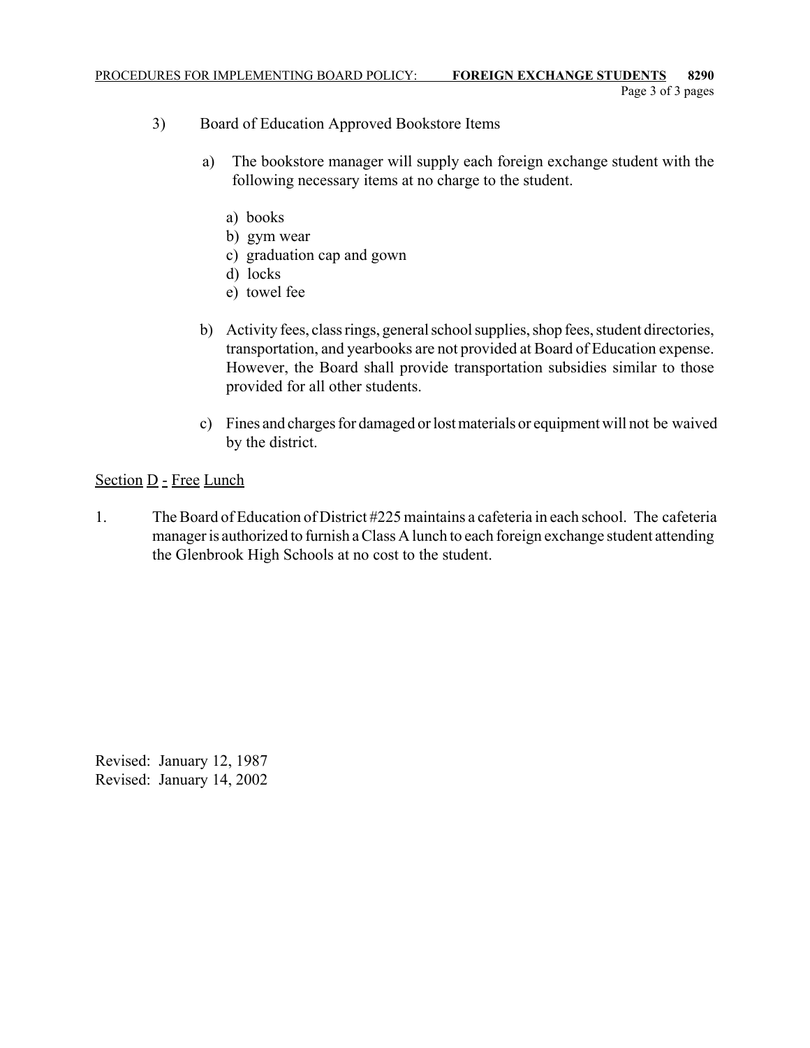3) Board of Education Approved Bookstore Items

   a) The bookstore manager will supply each foreign exchange student with the following necessary items at no charge to the student.

      a) books
      b) gym wear
      c) graduation cap and gown
      d) locks
      e) towel fee

   b) Activity fees, class rings, general school supplies, shop fees, student directories, transportation, and yearbooks are not provided at Board of Education expense. However, the Board shall provide transportation subsidies similar to those provided for all other students.

   c) Fines and charges for damaged or lost materials or equipment will not be waived by the district.

<u>Section D - Free Lunch</u>

1. The Board of Education of District #225 maintains a cafeteria in each school. The cafeteria manager is authorized to furnish a Class A lunch to each foreign exchange student attending the Glenbrook High Schools at no cost to the student.

Revised: January 12, 1987
Revised: January 14, 2002